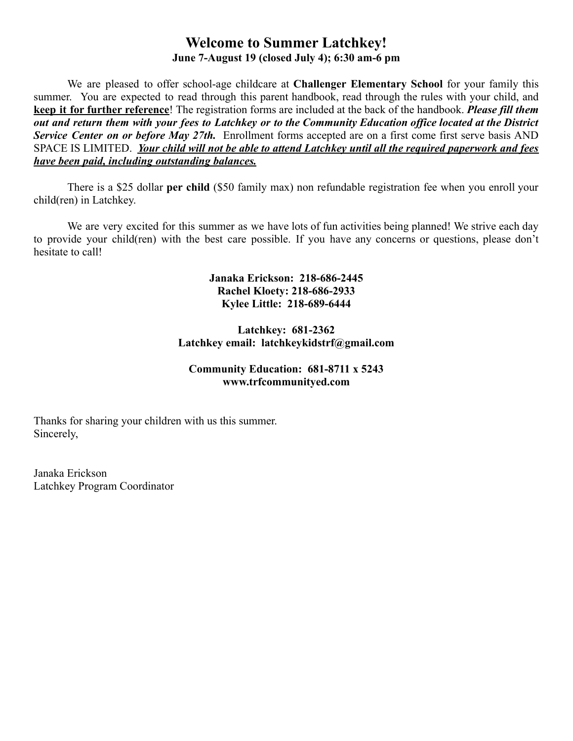# Welcome to Summer Latchkey!

**June 7-August 19 (closed July 4); 6:30 am-6 pm**

We are pleased to offer school-age childcare at **Challenger Elementary School** for your family this summer. You are expected to read through this parent handbook, read through the rules with your child, and **keep it for further reference**! The registration forms are included at the back of the handbook. ***Please fill them out and return them with your fees to Latchkey or to the Community Education office located at the District Service Center on or before May 27th.*** Enrollment forms accepted are on a first come first serve basis AND SPACE IS LIMITED. ***Your child will not be able to attend Latchkey until all the required paperwork and fees have been paid, including outstanding balances.***

There is a $25 dollar **per child** ($50 family max) non refundable registration fee when you enroll your child(ren) in Latchkey.

We are very excited for this summer as we have lots of fun activities being planned! We strive each day to provide your child(ren) with the best care possible. If you have any concerns or questions, please don't hesitate to call!

**Janaka Erickson: 218-686-2445**
**Rachel Kloety: 218-686-2933**
**Kylee Little: 218-689-6444**

**Latchkey: 681-2362**
**Latchkey email: latchkeykidstrf@gmail.com**

**Community Education: 681-8711 x 5243**
**www.trfcommunityed.com**

Thanks for sharing your children with us this summer.
Sincerely,

Janaka Erickson
Latchkey Program Coordinator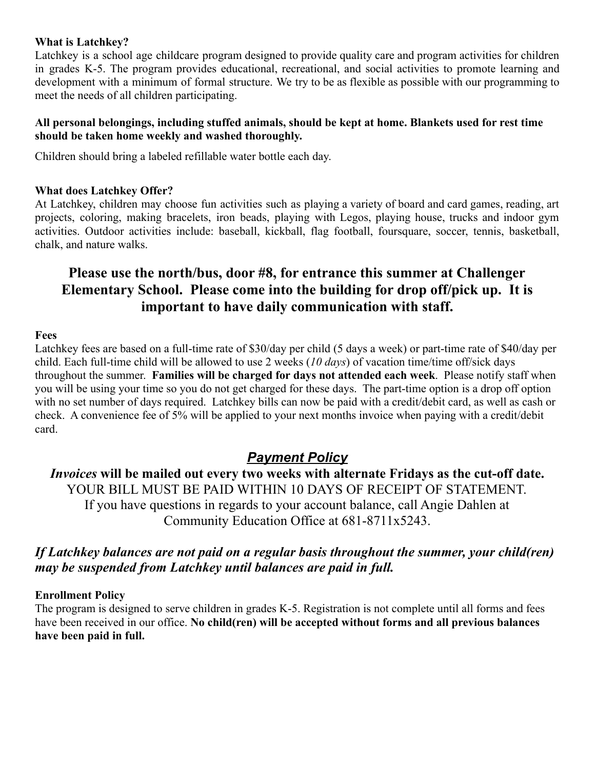**What is Latchkey?**

Latchkey is a school age childcare program designed to provide quality care and program activities for children in grades K-5. The program provides educational, recreational, and social activities to promote learning and development with a minimum of formal structure. We try to be as flexible as possible with our programming to meet the needs of all children participating.

**All personal belongings, including stuffed animals, should be kept at home. Blankets used for rest time should be taken home weekly and washed thoroughly.**

Children should bring a labeled refillable water bottle each day.

**What does Latchkey Offer?**

At Latchkey, children may choose fun activities such as playing a variety of board and card games, reading, art projects, coloring, making bracelets, iron beads, playing with Legos, playing house, trucks and indoor gym activities. Outdoor activities include: baseball, kickball, flag football, foursquare, soccer, tennis, basketball, chalk, and nature walks.

## Please use the north/bus, door #8, for entrance this summer at Challenger Elementary School. Please come into the building for drop off/pick up. It is important to have daily communication with staff.

**Fees**

Latchkey fees are based on a full-time rate of $30/day per child (5 days a week) or part-time rate of $40/day per child. Each full-time child will be allowed to use 2 weeks (*10 days*) of vacation time/time off/sick days throughout the summer. **Families will be charged for days not attended each week**. Please notify staff when you will be using your time so you do not get charged for these days. The part-time option is a drop off option with no set number of days required. Latchkey bills can now be paid with a credit/debit card, as well as cash or check. A convenience fee of 5% will be applied to your next months invoice when paying with a credit/debit card.

## ***Payment Policy***

***Invoices*** **will be mailed out every two weeks with alternate Fridays as the cut-off date.**

YOUR BILL MUST BE PAID WITHIN 10 DAYS OF RECEIPT OF STATEMENT.

If you have questions in regards to your account balance, call Angie Dahlen at Community Education Office at 681-8711x5243.

### ***If Latchkey balances are not paid on a regular basis throughout the summer, your child(ren) may be suspended from Latchkey until balances are paid in full.***

**Enrollment Policy**

The program is designed to serve children in grades K-5. Registration is not complete until all forms and fees have been received in our office. **No child(ren) will be accepted without forms and all previous balances have been paid in full.**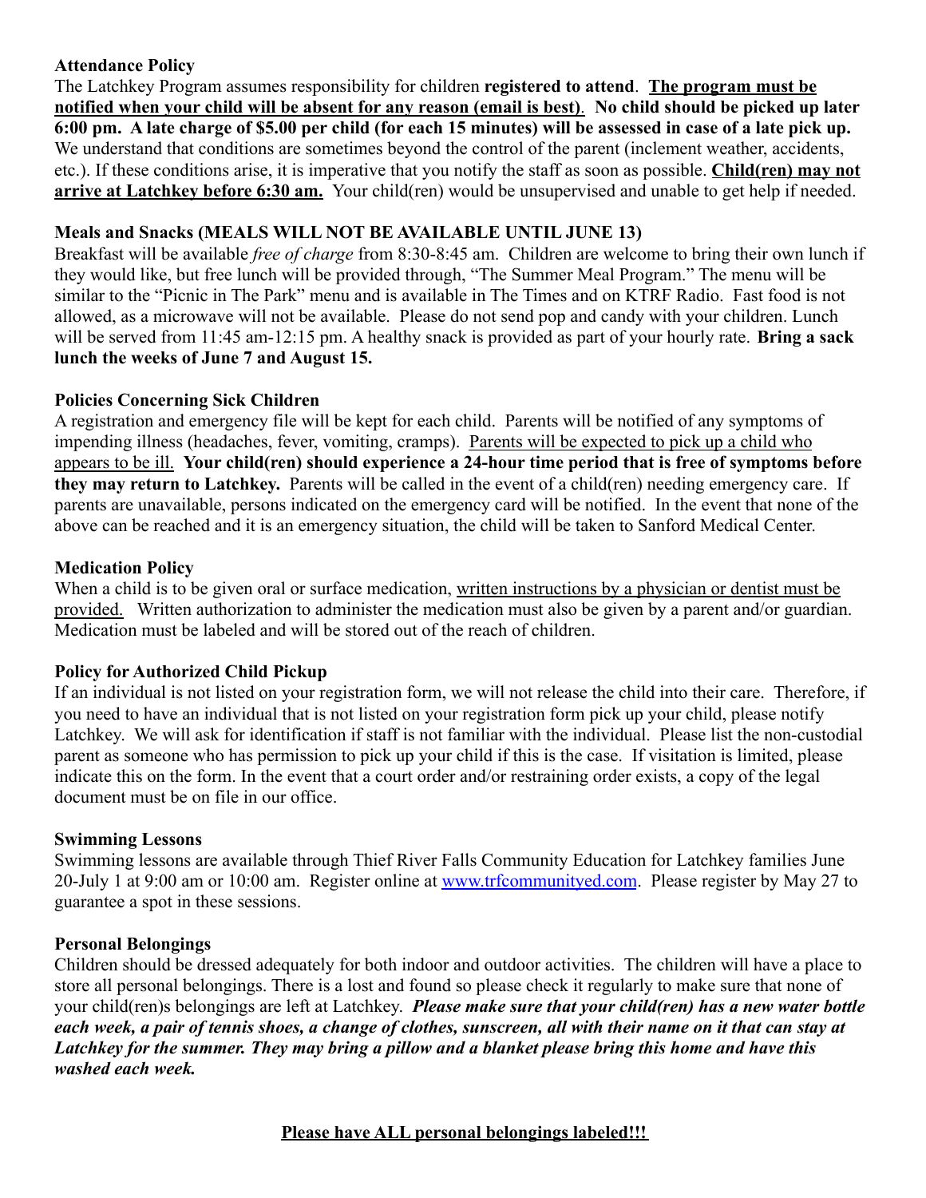**Attendance Policy**

The Latchkey Program assumes responsibility for children **registered to attend**. **The program must be notified when your child will be absent for any reason (email is best)**. **No child should be picked up later 6:00 pm. A late charge of $5.00 per child (for each 15 minutes) will be assessed in case of a late pick up.** We understand that conditions are sometimes beyond the control of the parent (inclement weather, accidents, etc.). If these conditions arise, it is imperative that you notify the staff as soon as possible. **Child(ren) may not arrive at Latchkey before 6:30 am.** Your child(ren) would be unsupervised and unable to get help if needed.

**Meals and Snacks (MEALS WILL NOT BE AVAILABLE UNTIL JUNE 13)**

Breakfast will be available *free of charge* from 8:30-8:45 am. Children are welcome to bring their own lunch if they would like, but free lunch will be provided through, "The Summer Meal Program." The menu will be similar to the "Picnic in The Park" menu and is available in The Times and on KTRF Radio. Fast food is not allowed, as a microwave will not be available. Please do not send pop and candy with your children. Lunch will be served from 11:45 am-12:15 pm. A healthy snack is provided as part of your hourly rate. **Bring a sack lunch the weeks of June 7 and August 15.**

**Policies Concerning Sick Children**

A registration and emergency file will be kept for each child. Parents will be notified of any symptoms of impending illness (headaches, fever, vomiting, cramps). Parents will be expected to pick up a child who appears to be ill. **Your child(ren) should experience a 24-hour time period that is free of symptoms before they may return to Latchkey.** Parents will be called in the event of a child(ren) needing emergency care. If parents are unavailable, persons indicated on the emergency card will be notified. In the event that none of the above can be reached and it is an emergency situation, the child will be taken to Sanford Medical Center.

**Medication Policy**

When a child is to be given oral or surface medication, written instructions by a physician or dentist must be provided. Written authorization to administer the medication must also be given by a parent and/or guardian. Medication must be labeled and will be stored out of the reach of children.

**Policy for Authorized Child Pickup**

If an individual is not listed on your registration form, we will not release the child into their care. Therefore, if you need to have an individual that is not listed on your registration form pick up your child, please notify Latchkey. We will ask for identification if staff is not familiar with the individual. Please list the non-custodial parent as someone who has permission to pick up your child if this is the case. If visitation is limited, please indicate this on the form. In the event that a court order and/or restraining order exists, a copy of the legal document must be on file in our office.

**Swimming Lessons**

Swimming lessons are available through Thief River Falls Community Education for Latchkey families June 20-July 1 at 9:00 am or 10:00 am. Register online at [www.trfcommunityed.com](www.trfcommunityed.com). Please register by May 27 to guarantee a spot in these sessions.

**Personal Belongings**

Children should be dressed adequately for both indoor and outdoor activities. The children will have a place to store all personal belongings. There is a lost and found so please check it regularly to make sure that none of your child(ren)s belongings are left at Latchkey. ***Please make sure that your child(ren) has a new water bottle each week, a pair of tennis shoes, a change of clothes, sunscreen, all with their name on it that can stay at Latchkey for the summer. They may bring a pillow and a blanket please bring this home and have this washed each week.***

**Please have ALL personal belongings labeled!!!**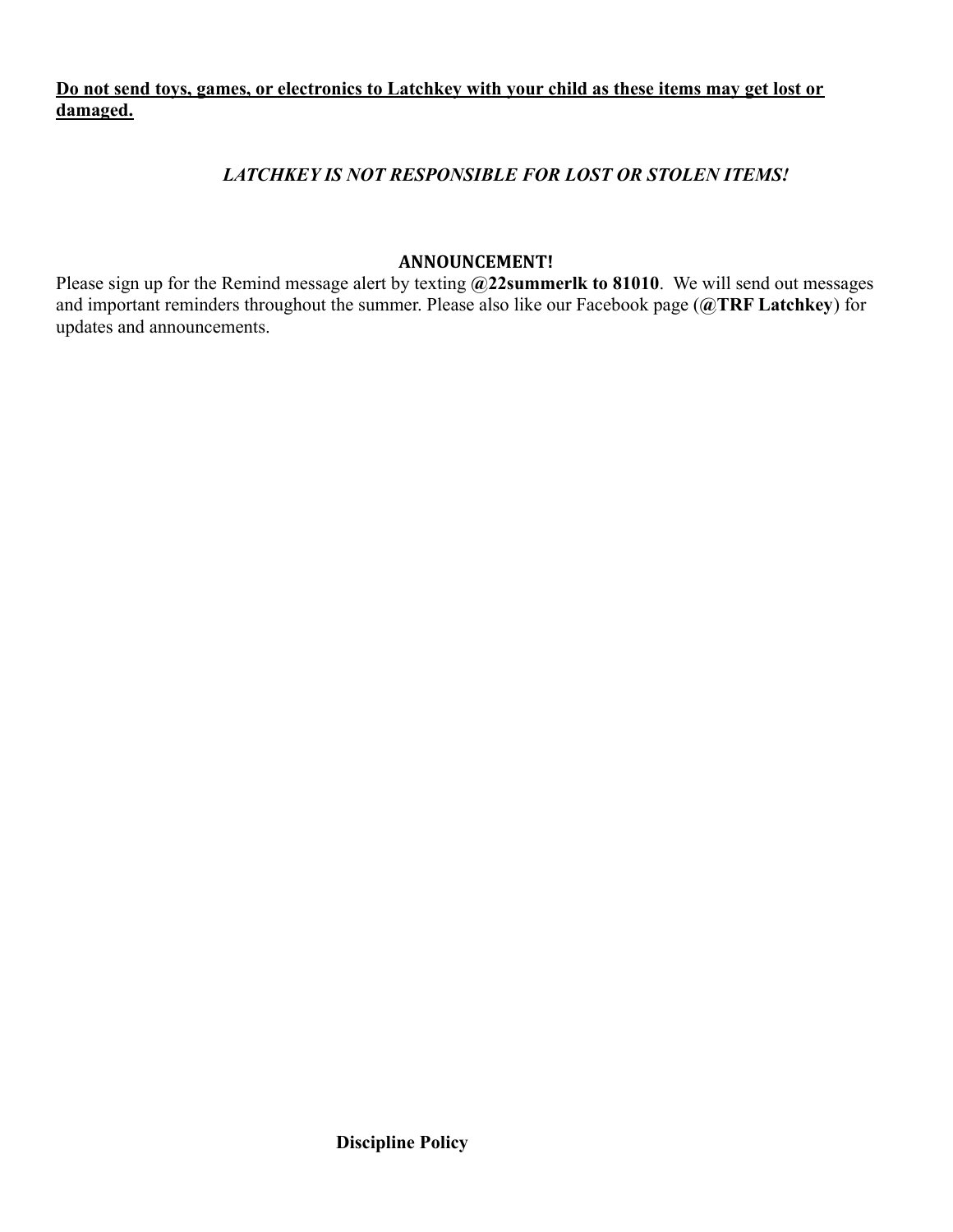**<u>Do not send toys, games, or electronics to Latchkey with your child as these items may get lost or damaged.</u>**

***LATCHKEY IS NOT RESPONSIBLE FOR LOST OR STOLEN ITEMS!***

**ANNOUNCEMENT!**

Please sign up for the Remind message alert by texting **@22summerlk to 81010**. We will send out messages and important reminders throughout the summer. Please also like our Facebook page (**@TRF Latchkey**) for updates and announcements.

**Discipline Policy**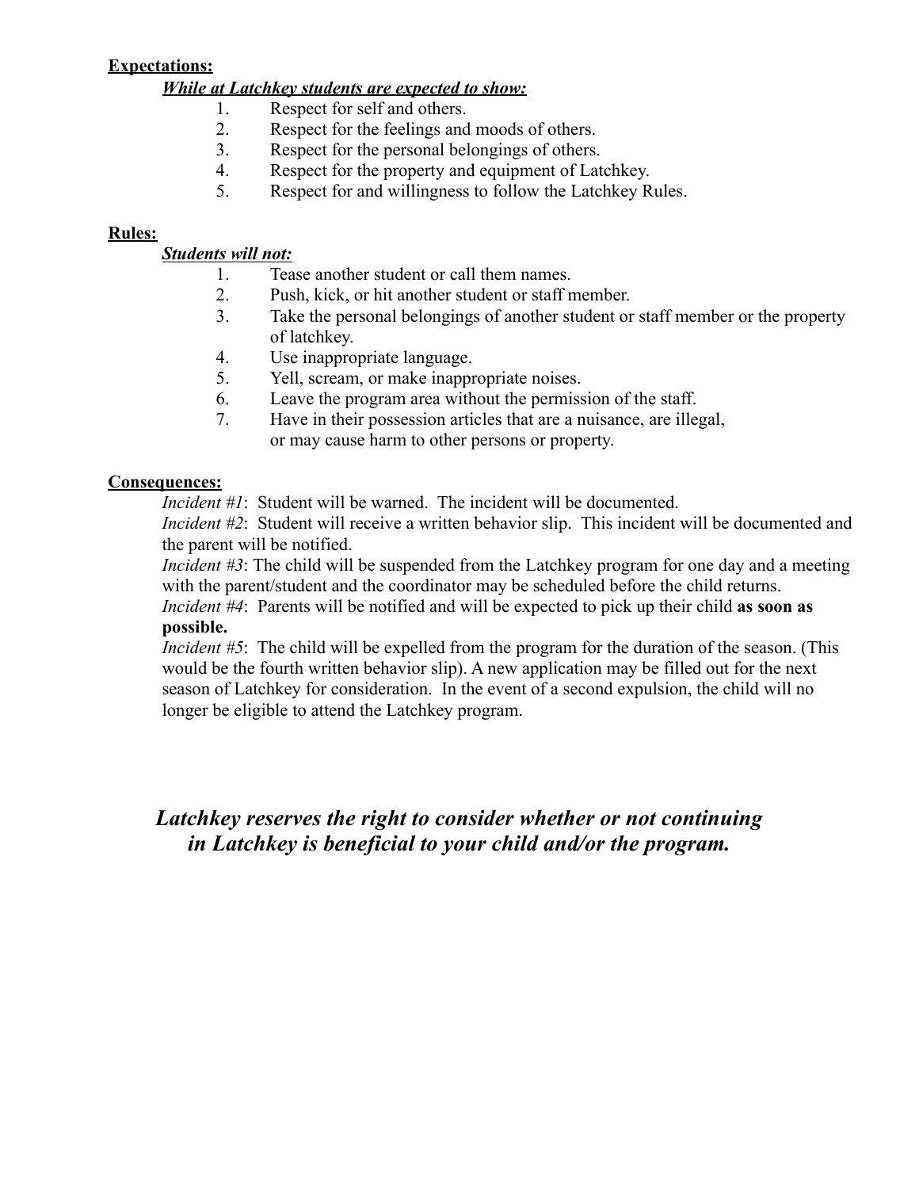**Expectations:**

***While at Latchkey students are expected to show:***

1. Respect for self and others.
2. Respect for the feelings and moods of others.
3. Respect for the personal belongings of others.
4. Respect for the property and equipment of Latchkey.
5. Respect for and willingness to follow the Latchkey Rules.

**Rules:**

***Students will not:***

1. Tease another student or call them names.
2. Push, kick, or hit another student or staff member.
3. Take the personal belongings of another student or staff member or the property of latchkey.
4. Use inappropriate language.
5. Yell, scream, or make inappropriate noises.
6. Leave the program area without the permission of the staff.
7. Have in their possession articles that are a nuisance, are illegal, or may cause harm to other persons or property.

**Consequences:**

*Incident #1*: Student will be warned. The incident will be documented.

*Incident #2*: Student will receive a written behavior slip. This incident will be documented and the parent will be notified.

*Incident #3*: The child will be suspended from the Latchkey program for one day and a meeting with the parent/student and the coordinator may be scheduled before the child returns.

*Incident #4*: Parents will be notified and will be expected to pick up their child **as soon as possible.**

*Incident #5*: The child will be expelled from the program for the duration of the season. (This would be the fourth written behavior slip). A new application may be filled out for the next season of Latchkey for consideration. In the event of a second expulsion, the child will no longer be eligible to attend the Latchkey program.

***Latchkey reserves the right to consider whether or not continuing in Latchkey is beneficial to your child and/or the program.***